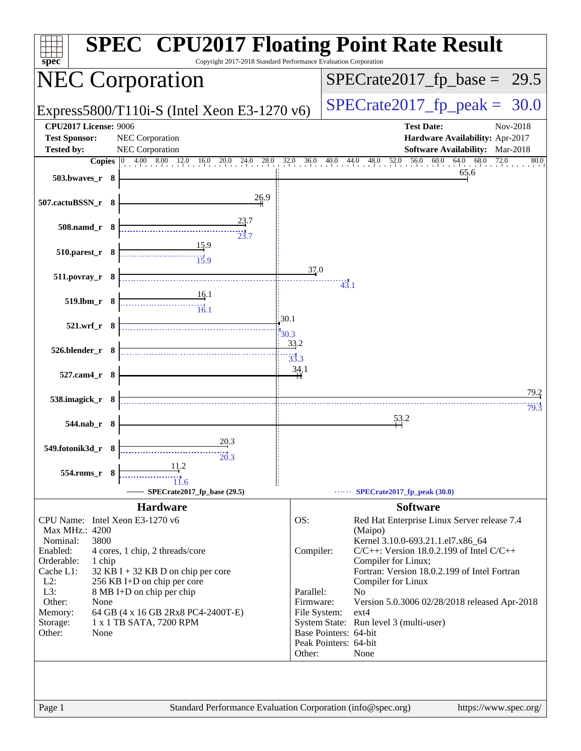# SPEC CPU2017 Floating Point Rate Result

Copyright 2017-2018 Standard Performance Evaluation Corporation

## NEC Corporation

Express5800/T110i-S (Intel Xeon E3-1270 v6)

SPECrate2017_fp_base = 29.5

SPECrate2017_fp_peak = 30.0

**CPU2017 License:** 9006
**Test Sponsor:** NEC Corporation
**Tested by:** NEC Corporation

**Test Date:** Nov-2018
**Hardware Availability:** Apr-2017
**Software Availability:** Mar-2018

| Benchmark | Copies | Base | Peak |
|---|---|---|---|
| 503.bwaves_r | 8 | 65.6 | |
| 507.cactuBSSN_r | 8 | 26.9 | |
| 508.namd_r | 8 | 23.7 | 23.7 |
| 510.parest_r | 8 | 15.9 | 15.9 |
| 511.povray_r | 8 | 37.0 | 43.1 |
| 519.lbm_r | 8 | 16.1 | 16.1 |
| 521.wrf_r | 8 | 30.1 | 30.3 |
| 526.blender_r | 8 | 33.2 | 33.3 |
| 527.cam4_r | 8 | 34.1 | |
| 538.imagick_r | 8 | 79.2 | 79.3 |
| 544.nab_r | 8 | 53.2 | |
| 549.fotonik3d_r | 8 | 20.3 | 20.3 |
| 554.roms_r | 8 | 11.2 | 11.6 |

SPECrate2017_fp_base (29.5) — SPECrate2017_fp_peak (30.0)

## Hardware

| | |
|---|---|
| CPU Name: | Intel Xeon E3-1270 v6 |
| Max MHz.: | 4200 |
| Nominal: | 3800 |
| Enabled: | 4 cores, 1 chip, 2 threads/core |
| Orderable: | 1 chip |
| Cache L1: | 32 KB I + 32 KB D on chip per core |
| L2: | 256 KB I+D on chip per core |
| L3: | 8 MB I+D on chip per chip |
| Other: | None |
| Memory: | 64 GB (4 x 16 GB 2Rx8 PC4-2400T-E) |
| Storage: | 1 x 1 TB SATA, 7200 RPM |
| Other: | None |

## Software

| | |
|---|---|
| OS: | Red Hat Enterprise Linux Server release 7.4 (Maipo) Kernel 3.10.0-693.21.1.el7.x86_64 |
| Compiler: | C/C++: Version 18.0.2.199 of Intel C/C++ Compiler for Linux; Fortran: Version 18.0.2.199 of Intel Fortran Compiler for Linux |
| Parallel: | No |
| Firmware: | Version 5.0.3006 02/28/2018 released Apr-2018 |
| File System: | ext4 |
| System State: | Run level 3 (multi-user) |
| Base Pointers: | 64-bit |
| Peak Pointers: | 64-bit |
| Other: | None |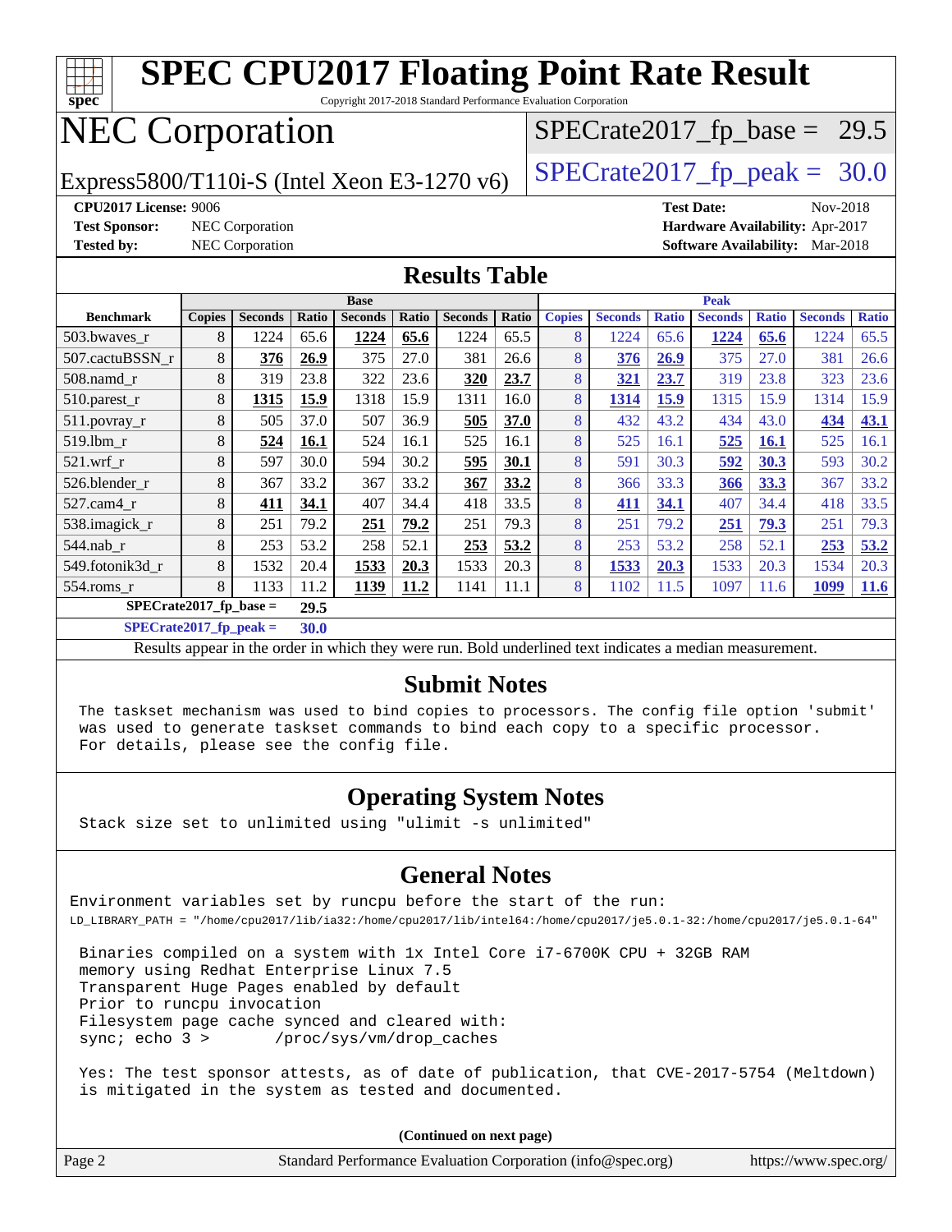# SPEC CPU2017 Floating Point Rate Result

Copyright 2017-2018 Standard Performance Evaluation Corporation

# NEC Corporation

Express5800/T110i-S (Intel Xeon E3-1270 v6)

SPECrate2017_fp_base = 29.5

SPECrate2017_fp_peak = 30.0

**CPU2017 License:** 9006
**Test Sponsor:** NEC Corporation
**Tested by:** NEC Corporation

**Test Date:** Nov-2018
**Hardware Availability:** Apr-2017
**Software Availability:** Mar-2018

## Results Table

| | Base | | | | | | | Peak | | | | | | |
|---|---|---|---|---|---|---|---|---|---|---|---|---|---|---|
| **Benchmark** | **Copies** | **Seconds** | **Ratio** | **Seconds** | **Ratio** | **Seconds** | **Ratio** | **Copies** | **Seconds** | **Ratio** | **Seconds** | **Ratio** | **Seconds** | **Ratio** |
| 503.bwaves_r | 8 | 1224 | 65.6 | **1224** | **65.6** | 1224 | 65.5 | 8 | 1224 | 65.6 | **1224** | **65.6** | 1224 | 65.5 |
| 507.cactuBSSN_r | 8 | **376** | **26.9** | 375 | 27.0 | 381 | 26.6 | 8 | **376** | **26.9** | 375 | 27.0 | 381 | 26.6 |
| 508.namd_r | 8 | 319 | 23.8 | 322 | 23.6 | **320** | **23.7** | 8 | **321** | **23.7** | 319 | 23.8 | 323 | 23.6 |
| 510.parest_r | 8 | **1315** | **15.9** | 1318 | 15.9 | 1311 | 16.0 | 8 | **1314** | **15.9** | 1315 | 15.9 | 1314 | 15.9 |
| 511.povray_r | 8 | 505 | 37.0 | 507 | 36.9 | **505** | **37.0** | 8 | 432 | 43.2 | 434 | 43.0 | **434** | **43.1** |
| 519.lbm_r | 8 | **524** | **16.1** | 524 | 16.1 | 525 | 16.1 | 8 | 525 | 16.1 | **525** | **16.1** | 525 | 16.1 |
| 521.wrf_r | 8 | 597 | 30.0 | 594 | 30.2 | **595** | **30.1** | 8 | 591 | 30.3 | **592** | **30.3** | 593 | 30.2 |
| 526.blender_r | 8 | 367 | 33.2 | 367 | 33.2 | **367** | **33.2** | 8 | 366 | 33.3 | **366** | **33.3** | 367 | 33.2 |
| 527.cam4_r | 8 | **411** | **34.1** | 407 | 34.4 | 418 | 33.5 | 8 | **411** | **34.1** | 407 | 34.4 | 418 | 33.5 |
| 538.imagick_r | 8 | 251 | 79.2 | **251** | **79.2** | 251 | 79.3 | 8 | 251 | 79.2 | **251** | **79.3** | 251 | 79.3 |
| 544.nab_r | 8 | 253 | 53.2 | 258 | 52.1 | **253** | **53.2** | 8 | 253 | 53.2 | 258 | 52.1 | **253** | **53.2** |
| 549.fotonik3d_r | 8 | 1532 | 20.4 | **1533** | **20.3** | 1533 | 20.3 | 8 | **1533** | **20.3** | 1533 | 20.3 | 1534 | 20.3 |
| 554.roms_r | 8 | 1133 | 11.2 | **1139** | **11.2** | 1141 | 11.1 | 8 | 1102 | 11.5 | 1097 | 11.6 | **1099** | **11.6** |

**SPECrate2017_fp_base = 29.5**

**SPECrate2017_fp_peak = 30.0**

Results appear in the order in which they were run. Bold underlined text indicates a median measurement.

## Submit Notes

```
The taskset mechanism was used to bind copies to processors. The config file option 'submit'
was used to generate taskset commands to bind each copy to a specific processor.
For details, please see the config file.
```

## Operating System Notes

```
Stack size set to unlimited using "ulimit -s unlimited"
```

## General Notes

```
Environment variables set by runcpu before the start of the run:
LD_LIBRARY_PATH = "/home/cpu2017/lib/ia32:/home/cpu2017/lib/intel64:/home/cpu2017/je5.0.1-32:/home/cpu2017/je5.0.1-64"

 Binaries compiled on a system with 1x Intel Core i7-6700K CPU + 32GB RAM
 memory using Redhat Enterprise Linux 7.5
 Transparent Huge Pages enabled by default
 Prior to runcpu invocation
 Filesystem page cache synced and cleared with:
 sync; echo 3 >       /proc/sys/vm/drop_caches

 Yes: The test sponsor attests, as of date of publication, that CVE-2017-5754 (Meltdown)
 is mitigated in the system as tested and documented.
```

**(Continued on next page)**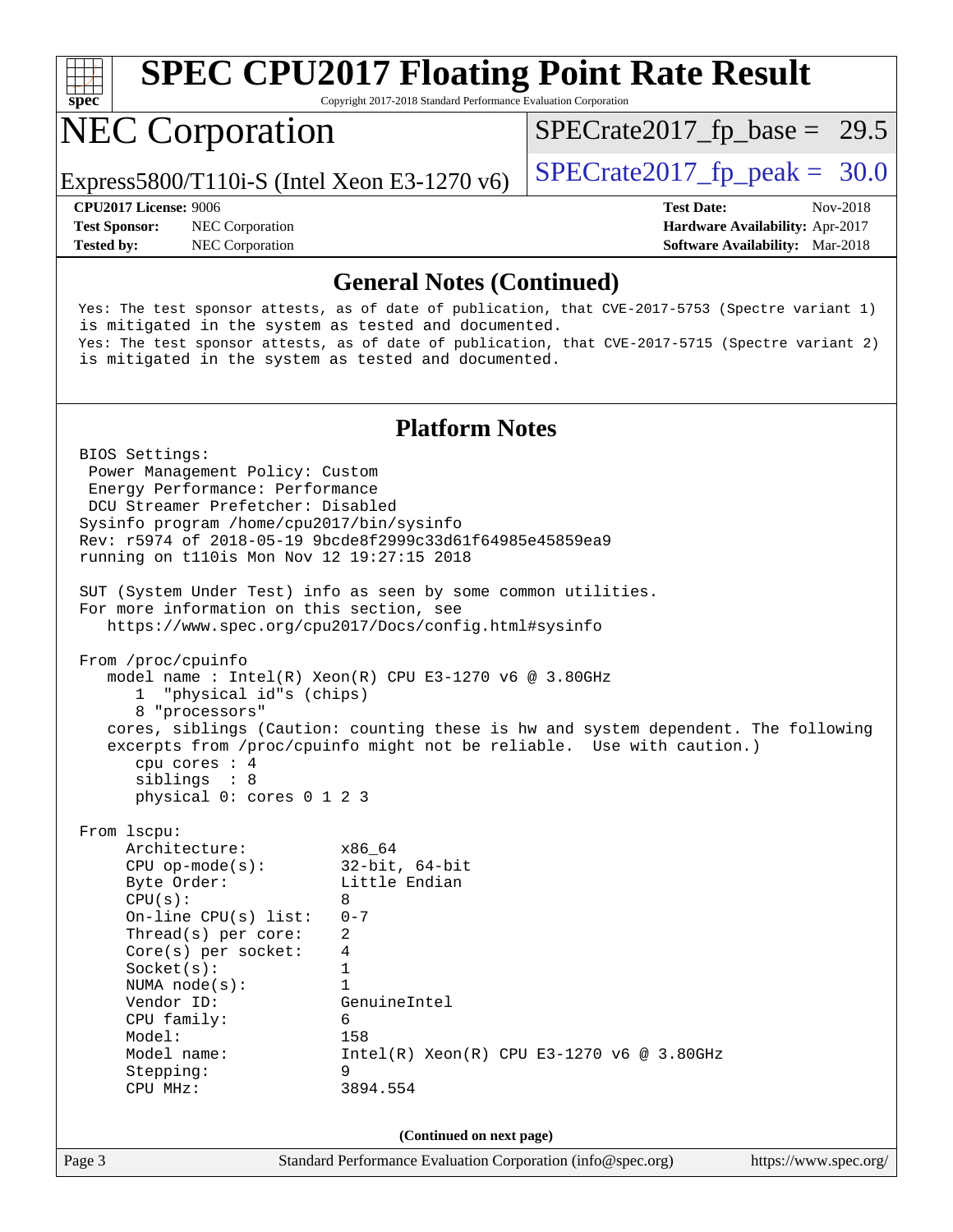# SPEC CPU2017 Floating Point Rate Result

Copyright 2017-2018 Standard Performance Evaluation Corporation

## NEC Corporation

Express5800/T110i-S (Intel Xeon E3-1270 v6)

SPECrate2017_fp_base = 29.5

SPECrate2017_fp_peak = 30.0

**CPU2017 License:** 9006
**Test Sponsor:** NEC Corporation
**Tested by:** NEC Corporation

**Test Date:** Nov-2018
**Hardware Availability:** Apr-2017
**Software Availability:** Mar-2018

### General Notes (Continued)

```
Yes: The test sponsor attests, as of date of publication, that CVE-2017-5753 (Spectre variant 1)
is mitigated in the system as tested and documented.
Yes: The test sponsor attests, as of date of publication, that CVE-2017-5715 (Spectre variant 2)
is mitigated in the system as tested and documented.
```

### Platform Notes

```
BIOS Settings:
 Power Management Policy: Custom
 Energy Performance: Performance
 DCU Streamer Prefetcher: Disabled
Sysinfo program /home/cpu2017/bin/sysinfo
Rev: r5974 of 2018-05-19 9bcde8f2999c33d61f64985e45859ea9
running on t110is Mon Nov 12 19:27:15 2018

SUT (System Under Test) info as seen by some common utilities.
For more information on this section, see
   https://www.spec.org/cpu2017/Docs/config.html#sysinfo

From /proc/cpuinfo
   model name : Intel(R) Xeon(R) CPU E3-1270 v6 @ 3.80GHz
      1  "physical id"s (chips)
      8 "processors"
   cores, siblings (Caution: counting these is hw and system dependent. The following
   excerpts from /proc/cpuinfo might not be reliable.  Use with caution.)
      cpu cores : 4
      siblings  : 8
      physical 0: cores 0 1 2 3

From lscpu:
     Architecture:          x86_64
     CPU op-mode(s):        32-bit, 64-bit
     Byte Order:            Little Endian
     CPU(s):                8
     On-line CPU(s) list:   0-7
     Thread(s) per core:    2
     Core(s) per socket:    4
     Socket(s):             1
     NUMA node(s):          1
     Vendor ID:             GenuineIntel
     CPU family:            6
     Model:                 158
     Model name:            Intel(R) Xeon(R) CPU E3-1270 v6 @ 3.80GHz
     Stepping:              9
     CPU MHz:               3894.554
```

(Continued on next page)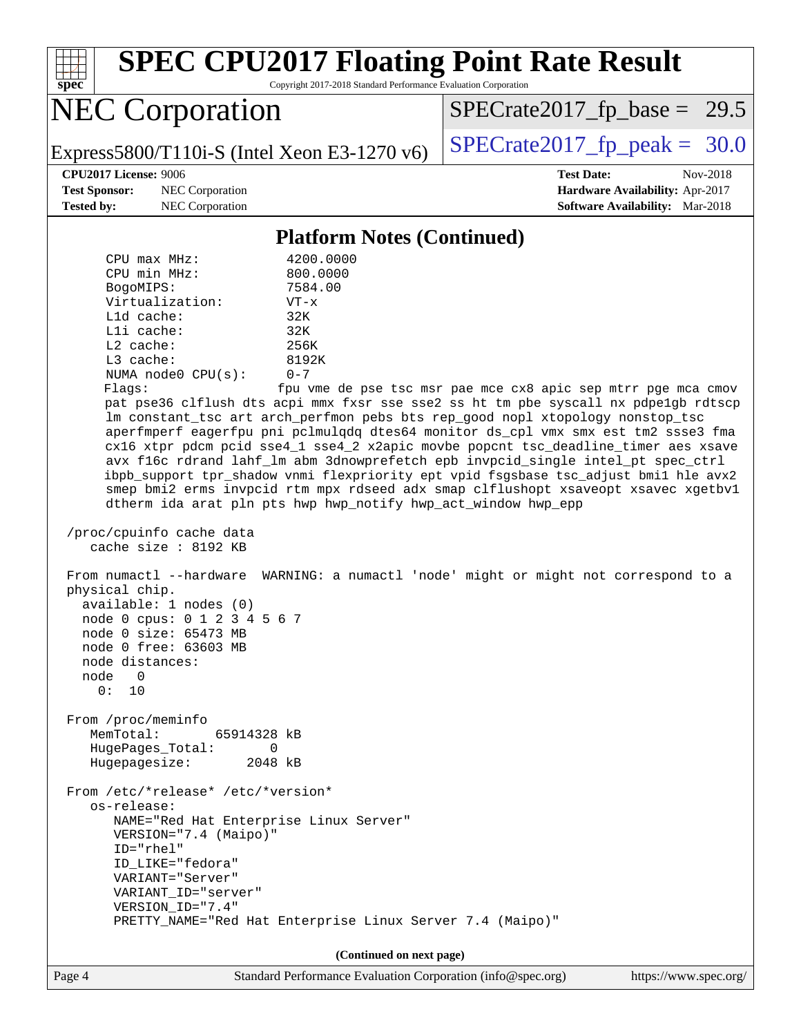# SPEC CPU2017 Floating Point Rate Result

Copyright 2017-2018 Standard Performance Evaluation Corporation

## NEC Corporation

Express5800/T110i-S (Intel Xeon E3-1270 v6)

SPECrate2017_fp_base = 29.5

SPECrate2017_fp_peak = 30.0

**CPU2017 License:** 9006
**Test Sponsor:** NEC Corporation
**Tested by:** NEC Corporation

**Test Date:** Nov-2018
**Hardware Availability:** Apr-2017
**Software Availability:** Mar-2018

### Platform Notes (Continued)

```
     CPU max MHz:           4200.0000
     CPU min MHz:           800.0000
     BogoMIPS:              7584.00
     Virtualization:        VT-x
     L1d cache:             32K
     L1i cache:             32K
     L2 cache:              256K
     L3 cache:              8192K
     NUMA node0 CPU(s):     0-7
     Flags:                 fpu vme de pse tsc msr pae mce cx8 apic sep mtrr pge mca cmov
     pat pse36 clflush dts acpi mmx fxsr sse sse2 ss ht tm pbe syscall nx pdpe1gb rdtscp
     lm constant_tsc art arch_perfmon pebs bts rep_good nopl xtopology nonstop_tsc
     aperfmperf eagerfpu pni pclmulqdq dtes64 monitor ds_cpl vmx smx est tm2 ssse3 fma
     cx16 xtpr pdcm pcid sse4_1 sse4_2 x2apic movbe popcnt tsc_deadline_timer aes xsave
     avx f16c rdrand lahf_lm abm 3dnowprefetch epb invpcid_single intel_pt spec_ctrl
     ibpb_support tpr_shadow vnmi flexpriority ept vpid fsgsbase tsc_adjust bmi1 hle avx2
     smep bmi2 erms invpcid rtm mpx rdseed adx smap clflushopt xsaveopt xsavec xgetbv1
     dtherm ida arat pln pts hwp hwp_notify hwp_act_window hwp_epp

 /proc/cpuinfo cache data
    cache size : 8192 KB

 From numactl --hardware  WARNING: a numactl 'node' might or might not correspond to a
 physical chip.
   available: 1 nodes (0)
   node 0 cpus: 0 1 2 3 4 5 6 7
   node 0 size: 65473 MB
   node 0 free: 63603 MB
   node distances:
   node   0
     0:  10

 From /proc/meminfo
    MemTotal:       65914328 kB
    HugePages_Total:       0
    Hugepagesize:       2048 kB

 From /etc/*release* /etc/*version*
    os-release:
       NAME="Red Hat Enterprise Linux Server"
       VERSION="7.4 (Maipo)"
       ID="rhel"
       ID_LIKE="fedora"
       VARIANT="Server"
       VARIANT_ID="server"
       VERSION_ID="7.4"
       PRETTY_NAME="Red Hat Enterprise Linux Server 7.4 (Maipo)"
```

**(Continued on next page)**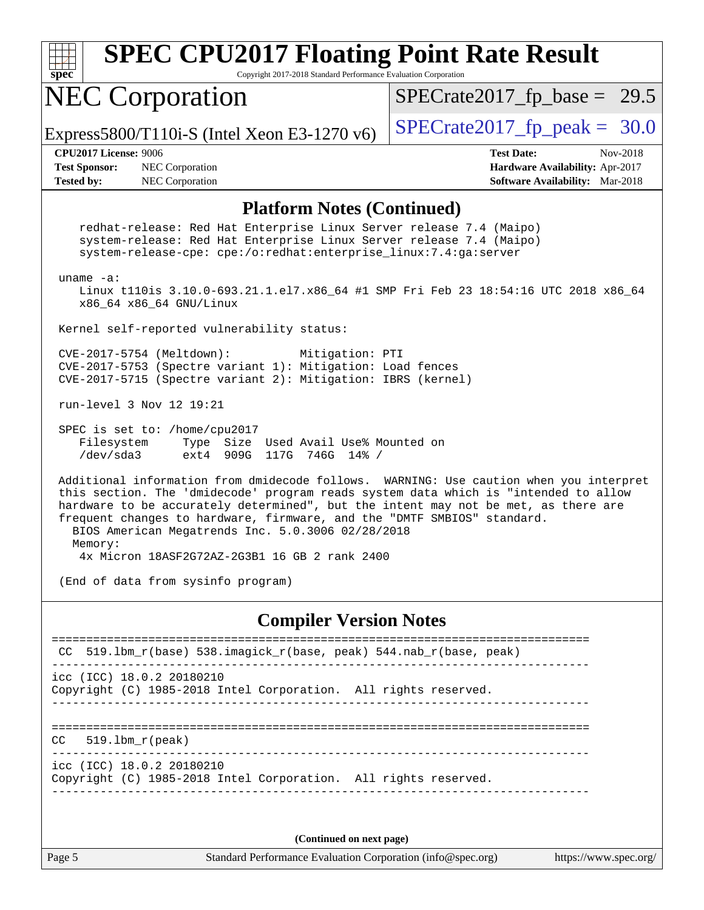# SPEC CPU2017 Floating Point Rate Result

Copyright 2017-2018 Standard Performance Evaluation Corporation

## NEC Corporation

Express5800/T110i-S (Intel Xeon E3-1270 v6)

SPECrate2017_fp_base = 29.5

SPECrate2017_fp_peak = 30.0

**CPU2017 License:** 9006
**Test Sponsor:** NEC Corporation
**Tested by:** NEC Corporation

**Test Date:** Nov-2018
**Hardware Availability:** Apr-2017
**Software Availability:** Mar-2018

### Platform Notes (Continued)

```
    redhat-release: Red Hat Enterprise Linux Server release 7.4 (Maipo)
    system-release: Red Hat Enterprise Linux Server release 7.4 (Maipo)
    system-release-cpe: cpe:/o:redhat:enterprise_linux:7.4:ga:server

 uname -a:
    Linux t110is 3.10.0-693.21.1.el7.x86_64 #1 SMP Fri Feb 23 18:54:16 UTC 2018 x86_64
    x86_64 x86_64 GNU/Linux

 Kernel self-reported vulnerability status:

 CVE-2017-5754 (Meltdown):          Mitigation: PTI
 CVE-2017-5753 (Spectre variant 1): Mitigation: Load fences
 CVE-2017-5715 (Spectre variant 2): Mitigation: IBRS (kernel)

 run-level 3 Nov 12 19:21

 SPEC is set to: /home/cpu2017
    Filesystem     Type  Size  Used Avail Use% Mounted on
    /dev/sda3      ext4  909G  117G  746G  14% /

 Additional information from dmidecode follows.  WARNING: Use caution when you interpret
 this section. The 'dmidecode' program reads system data which is "intended to allow
 hardware to be accurately determined", but the intent may not be met, as there are
 frequent changes to hardware, firmware, and the "DMTF SMBIOS" standard.
   BIOS American Megatrends Inc. 5.0.3006 02/28/2018
   Memory:
    4x Micron 18ASF2G72AZ-2G3B1 16 GB 2 rank 2400

 (End of data from sysinfo program)
```

### Compiler Version Notes

```
==============================================================================
 CC  519.lbm_r(base) 538.imagick_r(base, peak) 544.nab_r(base, peak)
------------------------------------------------------------------------------
icc (ICC) 18.0.2 20180210
Copyright (C) 1985-2018 Intel Corporation.  All rights reserved.
------------------------------------------------------------------------------

==============================================================================
CC   519.lbm_r(peak)
------------------------------------------------------------------------------
icc (ICC) 18.0.2 20180210
Copyright (C) 1985-2018 Intel Corporation.  All rights reserved.
------------------------------------------------------------------------------
```

**(Continued on next page)**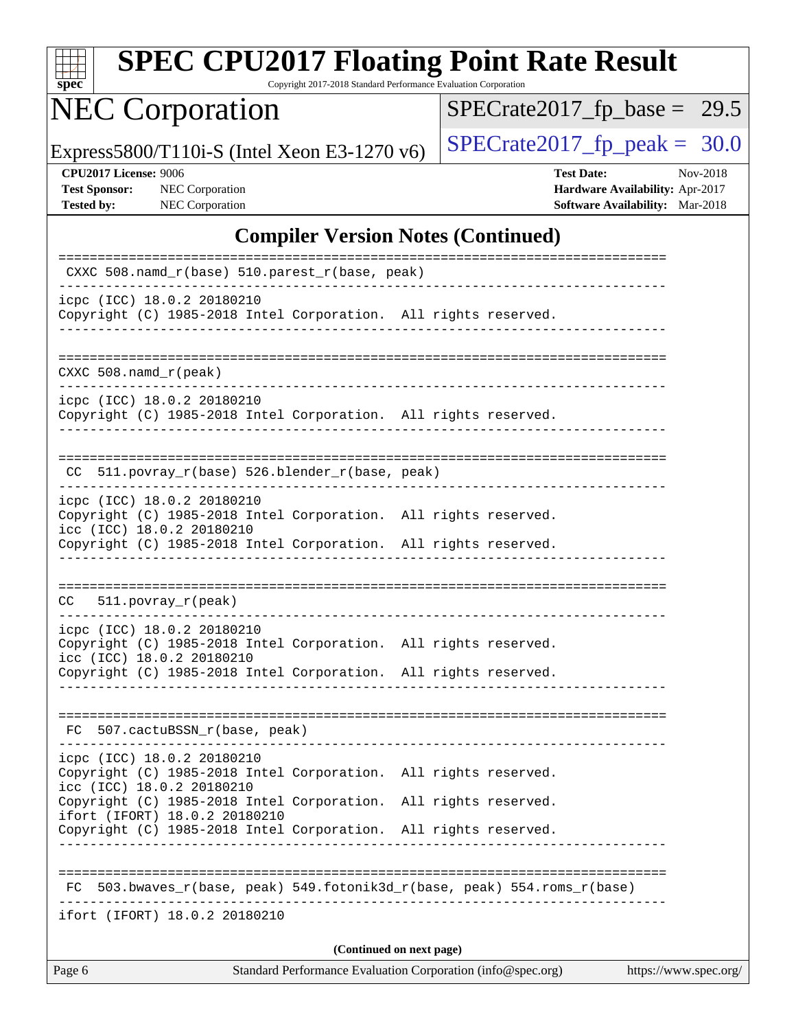# SPEC CPU2017 Floating Point Rate Result

Copyright 2017-2018 Standard Performance Evaluation Corporation

## NEC Corporation

Express5800/T110i-S (Intel Xeon E3-1270 v6)

SPECrate2017_fp_base = 29.5

SPECrate2017_fp_peak = 30.0

**CPU2017 License:** 9006
**Test Sponsor:** NEC Corporation
**Tested by:** NEC Corporation

**Test Date:** Nov-2018
**Hardware Availability:** Apr-2017
**Software Availability:** Mar-2018

## Compiler Version Notes (Continued)

```
==============================================================================
 CXXC 508.namd_r(base) 510.parest_r(base, peak)
------------------------------------------------------------------------------
icpc (ICC) 18.0.2 20180210
Copyright (C) 1985-2018 Intel Corporation.  All rights reserved.
------------------------------------------------------------------------------

==============================================================================
CXXC 508.namd_r(peak)
------------------------------------------------------------------------------
icpc (ICC) 18.0.2 20180210
Copyright (C) 1985-2018 Intel Corporation.  All rights reserved.
------------------------------------------------------------------------------

==============================================================================
 CC  511.povray_r(base) 526.blender_r(base, peak)
------------------------------------------------------------------------------
icpc (ICC) 18.0.2 20180210
Copyright (C) 1985-2018 Intel Corporation.  All rights reserved.
icc (ICC) 18.0.2 20180210
Copyright (C) 1985-2018 Intel Corporation.  All rights reserved.
------------------------------------------------------------------------------

==============================================================================
CC   511.povray_r(peak)
------------------------------------------------------------------------------
icpc (ICC) 18.0.2 20180210
Copyright (C) 1985-2018 Intel Corporation.  All rights reserved.
icc (ICC) 18.0.2 20180210
Copyright (C) 1985-2018 Intel Corporation.  All rights reserved.
------------------------------------------------------------------------------

==============================================================================
 FC  507.cactuBSSN_r(base, peak)
------------------------------------------------------------------------------
icpc (ICC) 18.0.2 20180210
Copyright (C) 1985-2018 Intel Corporation.  All rights reserved.
icc (ICC) 18.0.2 20180210
Copyright (C) 1985-2018 Intel Corporation.  All rights reserved.
ifort (IFORT) 18.0.2 20180210
Copyright (C) 1985-2018 Intel Corporation.  All rights reserved.
------------------------------------------------------------------------------

==============================================================================
 FC  503.bwaves_r(base, peak) 549.fotonik3d_r(base, peak) 554.roms_r(base)
------------------------------------------------------------------------------
ifort (IFORT) 18.0.2 20180210
```

**(Continued on next page)**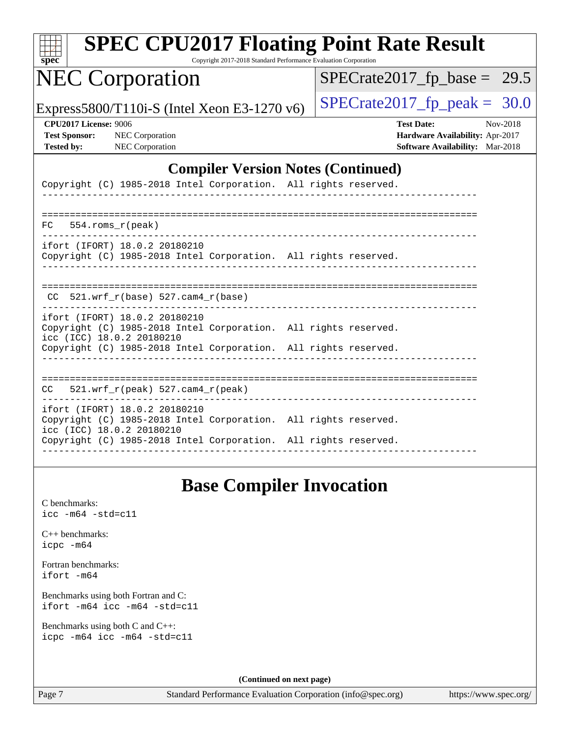## Compiler Version Notes (Continued)

```
Copyright (C) 1985-2018 Intel Corporation.  All rights reserved.
------------------------------------------------------------------------------

==============================================================================
FC   554.roms_r(peak)
------------------------------------------------------------------------------
ifort (IFORT) 18.0.2 20180210
Copyright (C) 1985-2018 Intel Corporation.  All rights reserved.
------------------------------------------------------------------------------

==============================================================================
 CC  521.wrf_r(base) 527.cam4_r(base)
------------------------------------------------------------------------------
ifort (IFORT) 18.0.2 20180210
Copyright (C) 1985-2018 Intel Corporation.  All rights reserved.
icc (ICC) 18.0.2 20180210
Copyright (C) 1985-2018 Intel Corporation.  All rights reserved.
------------------------------------------------------------------------------

==============================================================================
CC   521.wrf_r(peak) 527.cam4_r(peak)
------------------------------------------------------------------------------
ifort (IFORT) 18.0.2 20180210
Copyright (C) 1985-2018 Intel Corporation.  All rights reserved.
icc (ICC) 18.0.2 20180210
Copyright (C) 1985-2018 Intel Corporation.  All rights reserved.
------------------------------------------------------------------------------
```

## Base Compiler Invocation

C benchmarks:
`icc -m64 -std=c11`

C++ benchmarks:
`icpc -m64`

Fortran benchmarks:
`ifort -m64`

Benchmarks using both Fortran and C:
`ifort -m64 icc -m64 -std=c11`

Benchmarks using both C and C++:
`icpc -m64 icc -m64 -std=c11`

**(Continued on next page)**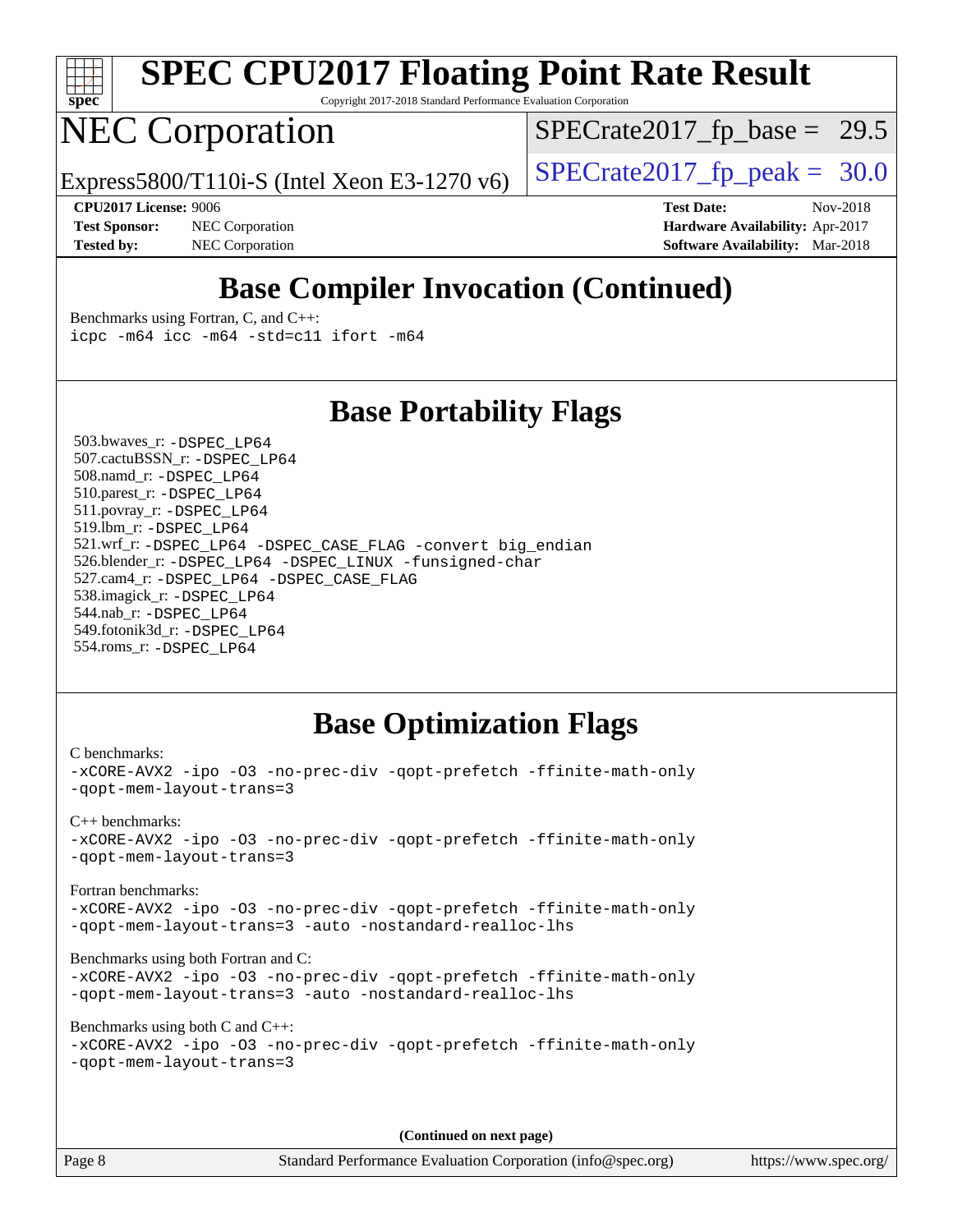# SPEC CPU2017 Floating Point Rate Result

Copyright 2017-2018 Standard Performance Evaluation Corporation

## NEC Corporation

Express5800/T110i-S (Intel Xeon E3-1270 v6)

SPECrate2017_fp_base = 29.5

SPECrate2017_fp_peak = 30.0

**CPU2017 License:** 9006
**Test Sponsor:** NEC Corporation
**Tested by:** NEC Corporation

**Test Date:** Nov-2018
**Hardware Availability:** Apr-2017
**Software Availability:** Mar-2018

## Base Compiler Invocation (Continued)

Benchmarks using Fortran, C, and C++:
```
icpc -m64 icc -m64 -std=c11 ifort -m64
```

## Base Portability Flags

503.bwaves_r: `-DSPEC_LP64`
507.cactuBSSN_r: `-DSPEC_LP64`
508.namd_r: `-DSPEC_LP64`
510.parest_r: `-DSPEC_LP64`
511.povray_r: `-DSPEC_LP64`
519.lbm_r: `-DSPEC_LP64`
521.wrf_r: `-DSPEC_LP64 -DSPEC_CASE_FLAG -convert big_endian`
526.blender_r: `-DSPEC_LP64 -DSPEC_LINUX -funsigned-char`
527.cam4_r: `-DSPEC_LP64 -DSPEC_CASE_FLAG`
538.imagick_r: `-DSPEC_LP64`
544.nab_r: `-DSPEC_LP64`
549.fotonik3d_r: `-DSPEC_LP64`
554.roms_r: `-DSPEC_LP64`

## Base Optimization Flags

C benchmarks:
```
-xCORE-AVX2 -ipo -O3 -no-prec-div -qopt-prefetch -ffinite-math-only
-qopt-mem-layout-trans=3
```

C++ benchmarks:
```
-xCORE-AVX2 -ipo -O3 -no-prec-div -qopt-prefetch -ffinite-math-only
-qopt-mem-layout-trans=3
```

Fortran benchmarks:
```
-xCORE-AVX2 -ipo -O3 -no-prec-div -qopt-prefetch -ffinite-math-only
-qopt-mem-layout-trans=3 -auto -nostandard-realloc-lhs
```

Benchmarks using both Fortran and C:
```
-xCORE-AVX2 -ipo -O3 -no-prec-div -qopt-prefetch -ffinite-math-only
-qopt-mem-layout-trans=3 -auto -nostandard-realloc-lhs
```

Benchmarks using both C and C++:
```
-xCORE-AVX2 -ipo -O3 -no-prec-div -qopt-prefetch -ffinite-math-only
-qopt-mem-layout-trans=3
```

**(Continued on next page)**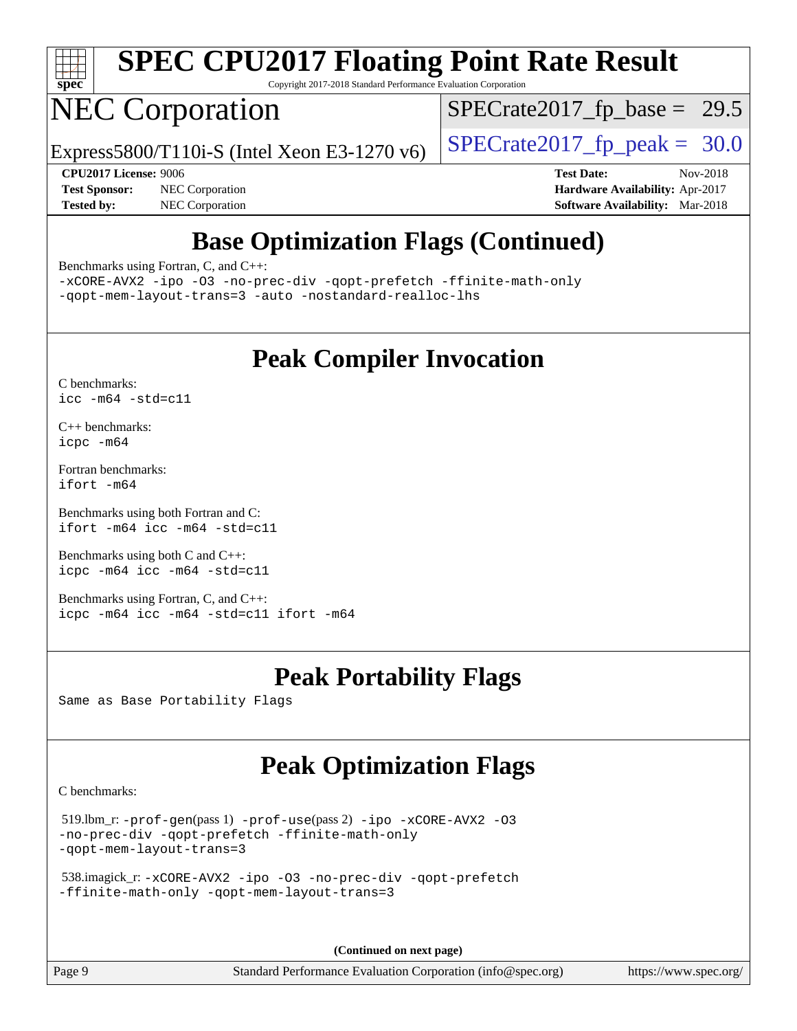# SPEC CPU2017 Floating Point Rate Result

Copyright 2017-2018 Standard Performance Evaluation Corporation

## NEC Corporation

Express5800/T110i-S (Intel Xeon E3-1270 v6)

SPECrate2017_fp_base = 29.5

SPECrate2017_fp_peak = 30.0

**CPU2017 License:** 9006
**Test Sponsor:** NEC Corporation
**Tested by:** NEC Corporation

**Test Date:** Nov-2018
**Hardware Availability:** Apr-2017
**Software Availability:** Mar-2018

## Base Optimization Flags (Continued)

Benchmarks using Fortran, C, and C++:
```
-xCORE-AVX2 -ipo -O3 -no-prec-div -qopt-prefetch -ffinite-math-only
-qopt-mem-layout-trans=3 -auto -nostandard-realloc-lhs
```

## Peak Compiler Invocation

C benchmarks:
```
icc -m64 -std=c11
```

C++ benchmarks:
```
icpc -m64
```

Fortran benchmarks:
```
ifort -m64
```

Benchmarks using both Fortran and C:
```
ifort -m64 icc -m64 -std=c11
```

Benchmarks using both C and C++:
```
icpc -m64 icc -m64 -std=c11
```

Benchmarks using Fortran, C, and C++:
```
icpc -m64 icc -m64 -std=c11 ifort -m64
```

## Peak Portability Flags

Same as Base Portability Flags

## Peak Optimization Flags

C benchmarks:

519.lbm_r: -prof-gen(pass 1) -prof-use(pass 2) -ipo -xCORE-AVX2 -O3 -no-prec-div -qopt-prefetch -ffinite-math-only -qopt-mem-layout-trans=3

538.imagick_r: -xCORE-AVX2 -ipo -O3 -no-prec-div -qopt-prefetch -ffinite-math-only -qopt-mem-layout-trans=3

**(Continued on next page)**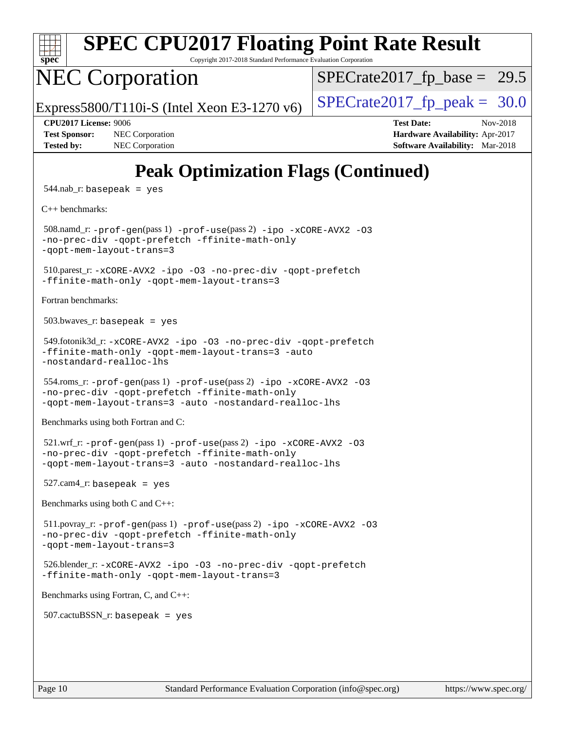# Peak Optimization Flags (Continued)

544.nab_r: basepeak = yes

C++ benchmarks:

508.namd_r: -prof-gen(pass 1) -prof-use(pass 2) -ipo -xCORE-AVX2 -O3 -no-prec-div -qopt-prefetch -ffinite-math-only -qopt-mem-layout-trans=3

510.parest_r: -xCORE-AVX2 -ipo -O3 -no-prec-div -qopt-prefetch -ffinite-math-only -qopt-mem-layout-trans=3

Fortran benchmarks:

503.bwaves_r: basepeak = yes

549.fotonik3d_r: -xCORE-AVX2 -ipo -O3 -no-prec-div -qopt-prefetch -ffinite-math-only -qopt-mem-layout-trans=3 -auto -nostandard-realloc-lhs

554.roms_r: -prof-gen(pass 1) -prof-use(pass 2) -ipo -xCORE-AVX2 -O3 -no-prec-div -qopt-prefetch -ffinite-math-only -qopt-mem-layout-trans=3 -auto -nostandard-realloc-lhs

Benchmarks using both Fortran and C:

521.wrf_r: -prof-gen(pass 1) -prof-use(pass 2) -ipo -xCORE-AVX2 -O3 -no-prec-div -qopt-prefetch -ffinite-math-only -qopt-mem-layout-trans=3 -auto -nostandard-realloc-lhs

527.cam4_r: basepeak = yes

Benchmarks using both C and C++:

511.povray_r: -prof-gen(pass 1) -prof-use(pass 2) -ipo -xCORE-AVX2 -O3 -no-prec-div -qopt-prefetch -ffinite-math-only -qopt-mem-layout-trans=3

526.blender_r: -xCORE-AVX2 -ipo -O3 -no-prec-div -qopt-prefetch -ffinite-math-only -qopt-mem-layout-trans=3

Benchmarks using Fortran, C, and C++:

507.cactuBSSN_r: basepeak = yes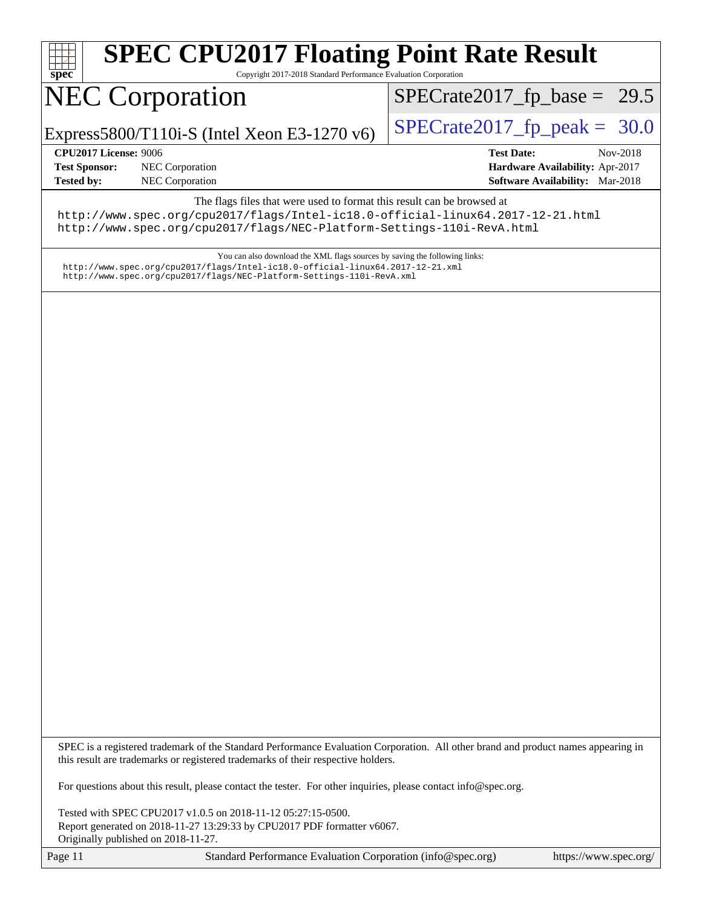# SPEC CPU2017 Floating Point Rate Result

Copyright 2017-2018 Standard Performance Evaluation Corporation

# NEC Corporation

Express5800/T110i-S (Intel Xeon E3-1270 v6)

SPECrate2017_fp_base = 29.5

SPECrate2017_fp_peak = 30.0

**CPU2017 License:** 9006
**Test Sponsor:** NEC Corporation
**Tested by:** NEC Corporation

**Test Date:** Nov-2018
**Hardware Availability:** Apr-2017
**Software Availability:** Mar-2018

The flags files that were used to format this result can be browsed at

http://www.spec.org/cpu2017/flags/Intel-ic18.0-official-linux64.2017-12-21.html
http://www.spec.org/cpu2017/flags/NEC-Platform-Settings-110i-RevA.html

You can also download the XML flags sources by saving the following links:

http://www.spec.org/cpu2017/flags/Intel-ic18.0-official-linux64.2017-12-21.xml
http://www.spec.org/cpu2017/flags/NEC-Platform-Settings-110i-RevA.xml

SPEC is a registered trademark of the Standard Performance Evaluation Corporation. All other brand and product names appearing in this result are trademarks or registered trademarks of their respective holders.

For questions about this result, please contact the tester. For other inquiries, please contact info@spec.org.

Tested with SPEC CPU2017 v1.0.5 on 2018-11-12 05:27:15-0500.
Report generated on 2018-11-27 13:29:33 by CPU2017 PDF formatter v6067.
Originally published on 2018-11-27.